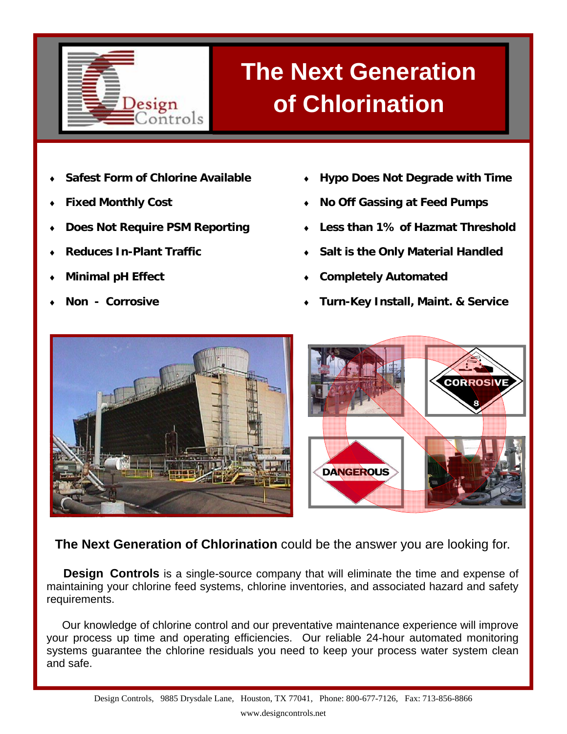# The Next Generation of Chlorination

- **Safest Form of Chlorine Available**
- **Fixed Monthly Cost**
- **Does Not Require PSM Reporting**
- **Reduces In-Plant Traffic**
- **Minimal pH Effect**
- **Non - Corrosive**
- **Hypo Does Not Degrade with Time**
- **No Off Gassing at Feed Pumps**
- **Less than 1% of Hazmat Threshold**
- **Salt is the Only Material Handled**
- **Completely Automated**
- **Turn-Key Install, Maint. & Service**

**The Next Generation of Chlorination** could be the answer you are looking for.

**Design Controls** is a single-source company that will eliminate the time and expense of maintaining your chlorine feed systems, chlorine inventories, and associated hazard and safety requirements.

Our knowledge of chlorine control and our preventative maintenance experience will improve your process up time and operating efficiencies. Our reliable 24-hour automated monitoring systems guarantee the chlorine residuals you need to keep your process water system clean and safe.

Design Controls, 9885 Drysdale Lane, Houston, TX 77041, Phone: 800-677-7126, Fax: 713-856-8866

www.designcontrols.net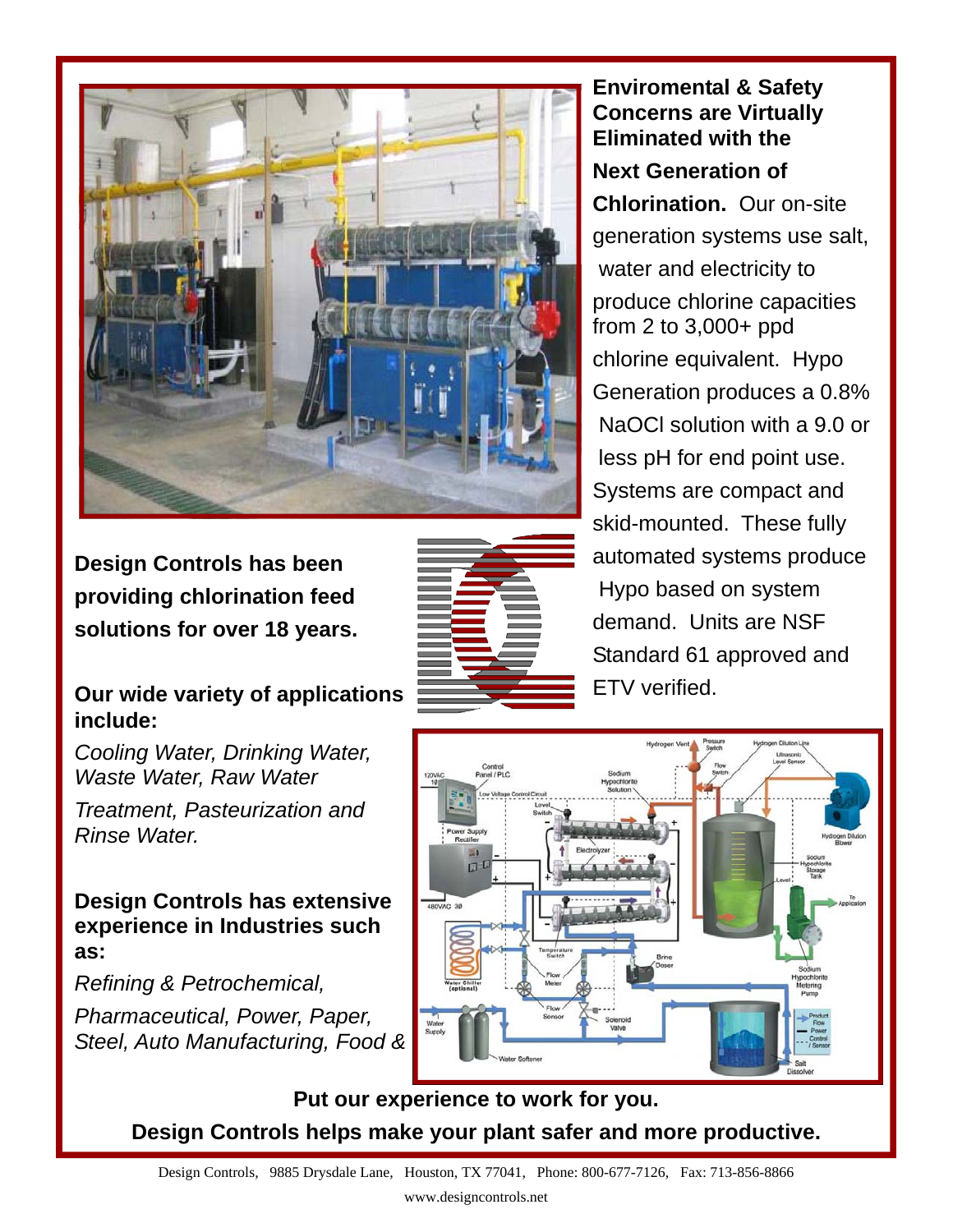**Enviromental & Safety Concerns are Virtually Eliminated with the Next Generation of Chlorination.** Our on-site generation systems use salt, water and electricity to produce chlorine capacities from 2 to 3,000+ ppd chlorine equivalent. Hypo Generation produces a 0.8% NaOCl solution with a 9.0 or less pH for end point use. Systems are compact and skid-mounted. These fully automated systems produce Hypo based on system demand. Units are NSF Standard 61 approved and ETV verified.

**Design Controls has been providing chlorination feed solutions for over 18 years.**

**Our wide variety of applications include:**

*Cooling Water, Drinking Water, Waste Water, Raw Water Treatment, Pasteurization and Rinse Water.*

**Design Controls has extensive experience in Industries such as:**

*Refining & Petrochemical, Pharmaceutical, Power, Paper, Steel, Auto Manufacturing, Food &*

Hydrogen Vent
Pressure Switch
Hydrogen Dilution Line
Ultrasonic Level Sensor
Flow Switch
120VAC 1Ø
Control Panel / PLC
Sodium Hypochlorite Solution
Low Voltage Control Circuit
Level Switch
Power Supply Rectifier
Electrolyzer
Hydrogen Dilution Blower
Sodium Hypochlorite Storage Tank
Level
To Application
480VAC 3Ø
Temperature Switch
Brine Doser
Water Chiller (optional)
Flow Meter
Sodium Hypochlorite Metering Pump
Flow Sensor
Water Supply
Solenoid Valve
Product Flow
Power
Control / Sensor
Water Softener
Salt Dissolver

**Put our experience to work for you.**

**Design Controls helps make your plant safer and more productive.**

Design Controls, 9885 Drysdale Lane, Houston, TX 77041, Phone: 800-677-7126, Fax: 713-856-8866

www.designcontrols.net